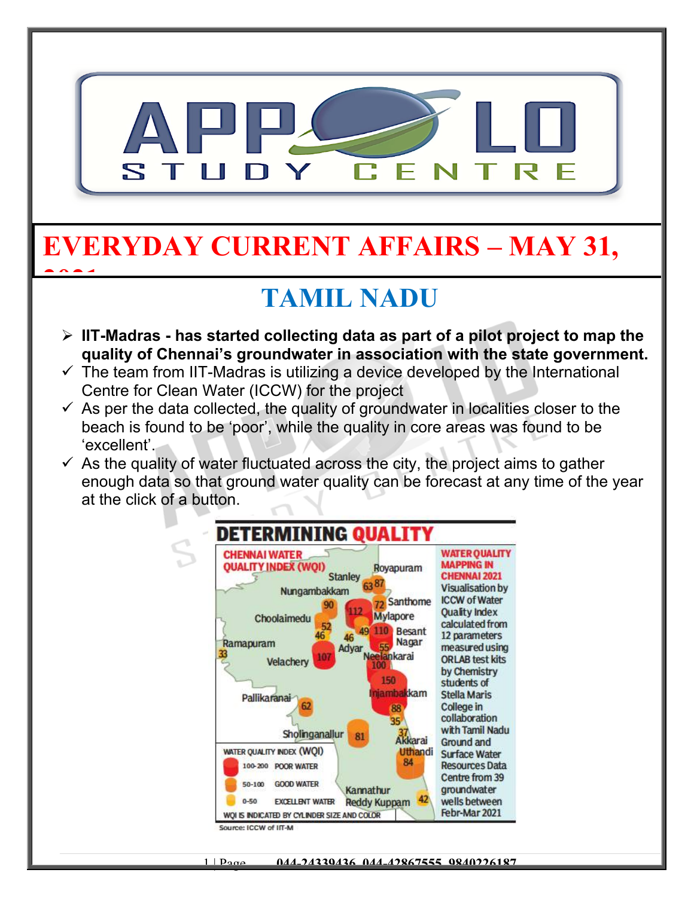# EVERYDAY CURRENT AFFAIRS – MAY 31, 2021

## TAMIL NADU

- **IIT-Madras - has started collecting data as part of a pilot project to map the quality of Chennai's groundwater in association with the state government.**
  - ✓ The team from IIT-Madras is utilizing a device developed by the International Centre for Clean Water (ICCW) for the project
  - ✓ As per the data collected, the quality of groundwater in localities closer to the beach is found to be 'poor', while the quality in core areas was found to be 'excellent'.
  - ✓ As the quality of water fluctuated across the city, the project aims to gather enough data so that ground water quality can be forecast at any time of the year at the click of a button.

**DETERMINING QUALITY**

**CHENNAI WATER QUALITY INDEX (WQI)**

Royapuram 87, Stanley 63, Nungambakkam 90, Mylapore 112, Santhome 72, Choolaimedu 52, 46, Adyar 46, 49, Besant Nagar 110, Neelankarai 55, 100, Ramapuram 33, Velachery 107, Injambakkam 150, 88, 35, Pallikaranai 62, Sholinganallur 81, Akkarai 37, Uthandi 84, Kannathur Reddy Kuppam 42

**WATER QUALITY INDEX (WQI)**

- 100-200 POOR WATER
- 50-100 GOOD WATER
- 0-50 EXCELLENT WATER

WQI IS INDICATED BY CYLINDER SIZE AND COLOR

**WATER QUALITY MAPPING IN CHENNAI 2021**

Visualisation by ICCW of Water Quality Index calculated from 12 parameters measured using ORLAB test kits by Chemistry students of Stella Maris College in collaboration with Tamil Nadu Ground and Surface Water Resources Data Centre from 39 groundwater wells between Febr-Mar 2021

Source: ICCW of IIT-M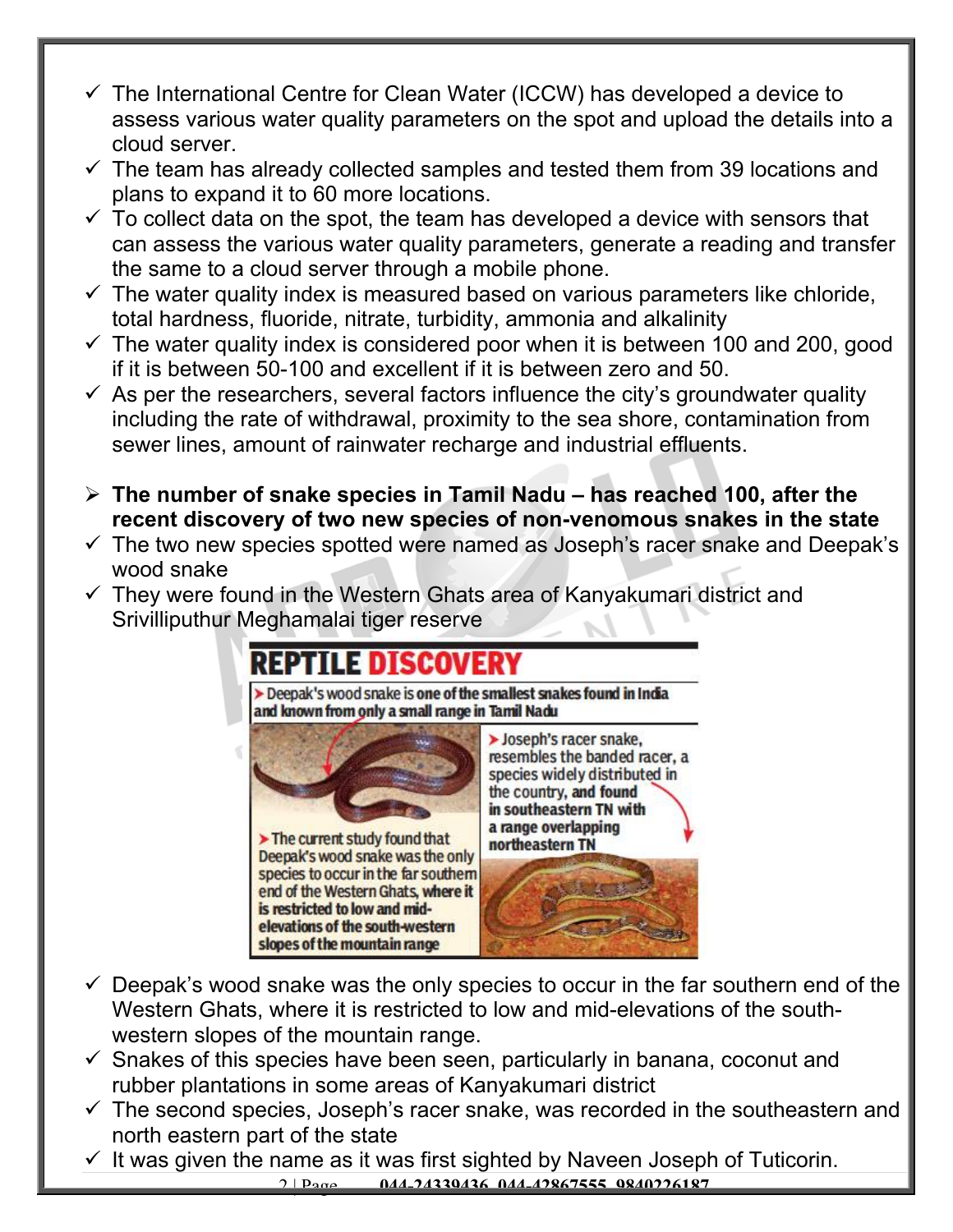- ✓ The International Centre for Clean Water (ICCW) has developed a device to assess various water quality parameters on the spot and upload the details into a cloud server.
- ✓ The team has already collected samples and tested them from 39 locations and plans to expand it to 60 more locations.
- ✓ To collect data on the spot, the team has developed a device with sensors that can assess the various water quality parameters, generate a reading and transfer the same to a cloud server through a mobile phone.
- ✓ The water quality index is measured based on various parameters like chloride, total hardness, fluoride, nitrate, turbidity, ammonia and alkalinity
- ✓ The water quality index is considered poor when it is between 100 and 200, good if it is between 50-100 and excellent if it is between zero and 50.
- ✓ As per the researchers, several factors influence the city's groundwater quality including the rate of withdrawal, proximity to the sea shore, contamination from sewer lines, amount of rainwater recharge and industrial effluents.

- ➢ **The number of snake species in Tamil Nadu – has reached 100, after the recent discovery of two new species of non-venomous snakes in the state**
- ✓ The two new species spotted were named as Joseph's racer snake and Deepak's wood snake
- ✓ They were found in the Western Ghats area of Kanyakumari district and Srivilliputhur Meghamalai tiger reserve

**REPTILE DISCOVERY**

- Deepak's wood snake is one of the smallest snakes found in India and known from only a small range in Tamil Nadu
- Joseph's racer snake, resembles the banded racer, a species widely distributed in the country, and found in southeastern TN with a range overlapping northeastern TN
- The current study found that Deepak's wood snake was the only species to occur in the far southern end of the Western Ghats, where it is restricted to low and mid-elevations of the south-western slopes of the mountain range

- ✓ Deepak's wood snake was the only species to occur in the far southern end of the Western Ghats, where it is restricted to low and mid-elevations of the south-western slopes of the mountain range.
- ✓ Snakes of this species have been seen, particularly in banana, coconut and rubber plantations in some areas of Kanyakumari district
- ✓ The second species, Joseph's racer snake, was recorded in the southeastern and north eastern part of the state
- ✓ It was given the name as it was first sighted by Naveen Joseph of Tuticorin.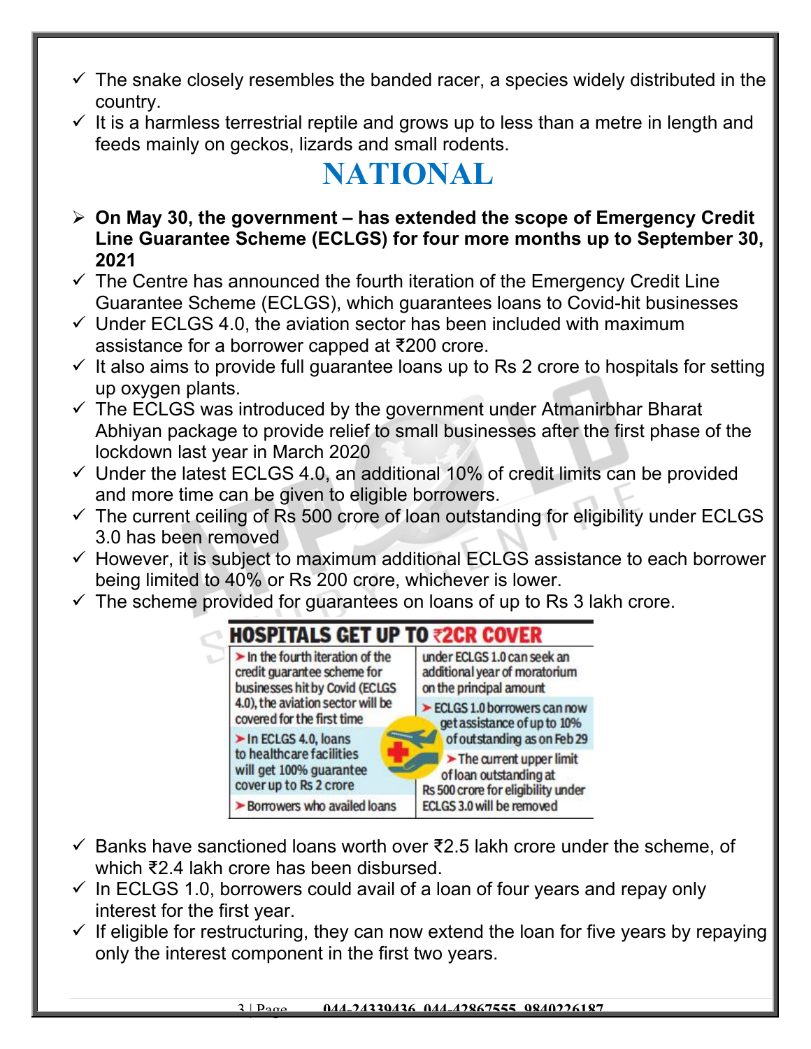- ✓ The snake closely resembles the banded racer, a species widely distributed in the country.
- ✓ It is a harmless terrestrial reptile and grows up to less than a metre in length and feeds mainly on geckos, lizards and small rodents.

# NATIONAL

- ➢ **On May 30, the government – has extended the scope of Emergency Credit Line Guarantee Scheme (ECLGS) for four more months up to September 30, 2021**
- ✓ The Centre has announced the fourth iteration of the Emergency Credit Line Guarantee Scheme (ECLGS), which guarantees loans to Covid-hit businesses
- ✓ Under ECLGS 4.0, the aviation sector has been included with maximum assistance for a borrower capped at ₹200 crore.
- ✓ It also aims to provide full guarantee loans up to Rs 2 crore to hospitals for setting up oxygen plants.
- ✓ The ECLGS was introduced by the government under Atmanirbhar Bharat Abhiyan package to provide relief to small businesses after the first phase of the lockdown last year in March 2020
- ✓ Under the latest ECLGS 4.0, an additional 10% of credit limits can be provided and more time can be given to eligible borrowers.
- ✓ The current ceiling of Rs 500 crore of loan outstanding for eligibility under ECLGS 3.0 has been removed
- ✓ However, it is subject to maximum additional ECLGS assistance to each borrower being limited to 40% or Rs 200 crore, whichever is lower.
- ✓ The scheme provided for guarantees on loans of up to Rs 3 lakh crore.

**HOSPITALS GET UP TO ₹2CR COVER**

- ➤ In the fourth iteration of the credit guarantee scheme for businesses hit by Covid (ECLGS 4.0), the aviation sector will be covered for the first time
- ➤ In ECLGS 4.0, loans to healthcare facilities will get 100% guarantee cover up to Rs 2 crore
- ➤ Borrowers who availed loans under ECLGS 1.0 can seek an additional year of moratorium on the principal amount
- ➤ ECLGS 1.0 borrowers can now get assistance of up to 10% of outstanding as on Feb 29
- ➤ The current upper limit of loan outstanding at Rs 500 crore for eligibility under ECLGS 3.0 will be removed

- ✓ Banks have sanctioned loans worth over ₹2.5 lakh crore under the scheme, of which ₹2.4 lakh crore has been disbursed.
- ✓ In ECLGS 1.0, borrowers could avail of a loan of four years and repay only interest for the first year.
- ✓ If eligible for restructuring, they can now extend the loan for five years by repaying only the interest component in the first two years.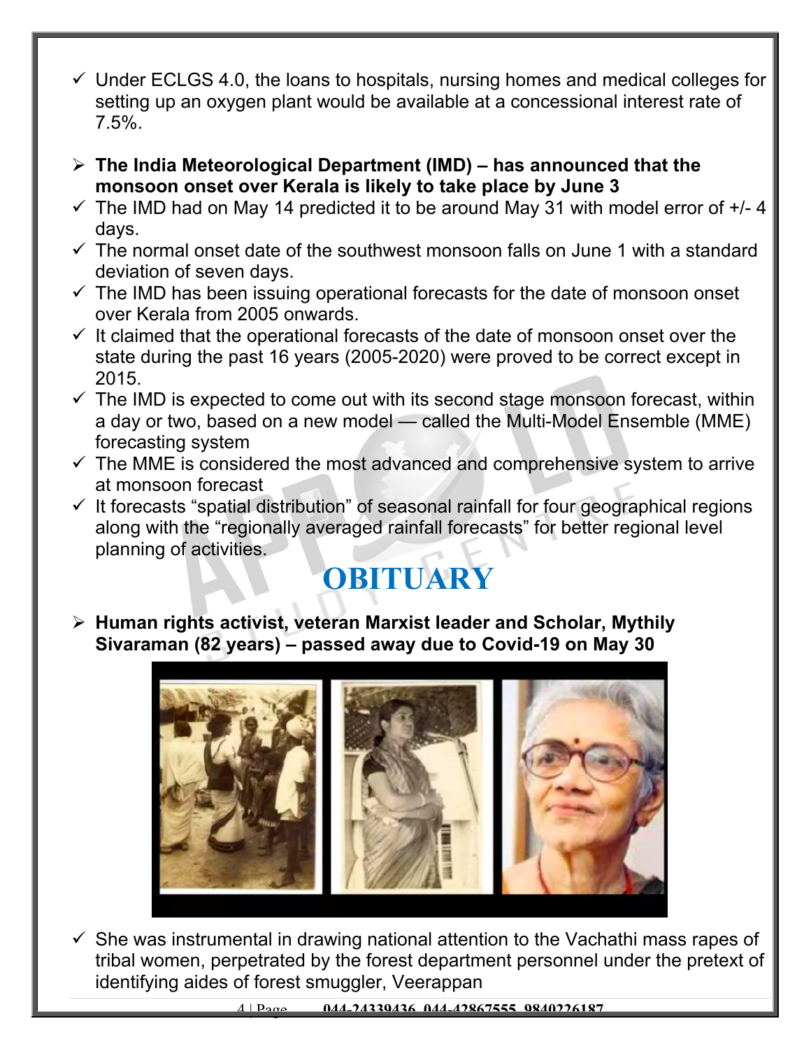- ✓ Under ECLGS 4.0, the loans to hospitals, nursing homes and medical colleges for setting up an oxygen plant would be available at a concessional interest rate of 7.5%.

- ➢ **The India Meteorological Department (IMD) – has announced that the monsoon onset over Kerala is likely to take place by June 3**
- ✓ The IMD had on May 14 predicted it to be around May 31 with model error of +/- 4 days.
- ✓ The normal onset date of the southwest monsoon falls on June 1 with a standard deviation of seven days.
- ✓ The IMD has been issuing operational forecasts for the date of monsoon onset over Kerala from 2005 onwards.
- ✓ It claimed that the operational forecasts of the date of monsoon onset over the state during the past 16 years (2005-2020) were proved to be correct except in 2015.
- ✓ The IMD is expected to come out with its second stage monsoon forecast, within a day or two, based on a new model — called the Multi-Model Ensemble (MME) forecasting system
- ✓ The MME is considered the most advanced and comprehensive system to arrive at monsoon forecast
- ✓ It forecasts "spatial distribution" of seasonal rainfall for four geographical regions along with the "regionally averaged rainfall forecasts" for better regional level planning of activities.

# OBITUARY

- ➢ **Human rights activist, veteran Marxist leader and Scholar, Mythily Sivaraman (82 years) – passed away due to Covid-19 on May 30**
- ✓ She was instrumental in drawing national attention to the Vachathi mass rapes of tribal women, perpetrated by the forest department personnel under the pretext of identifying aides of forest smuggler, Veerappan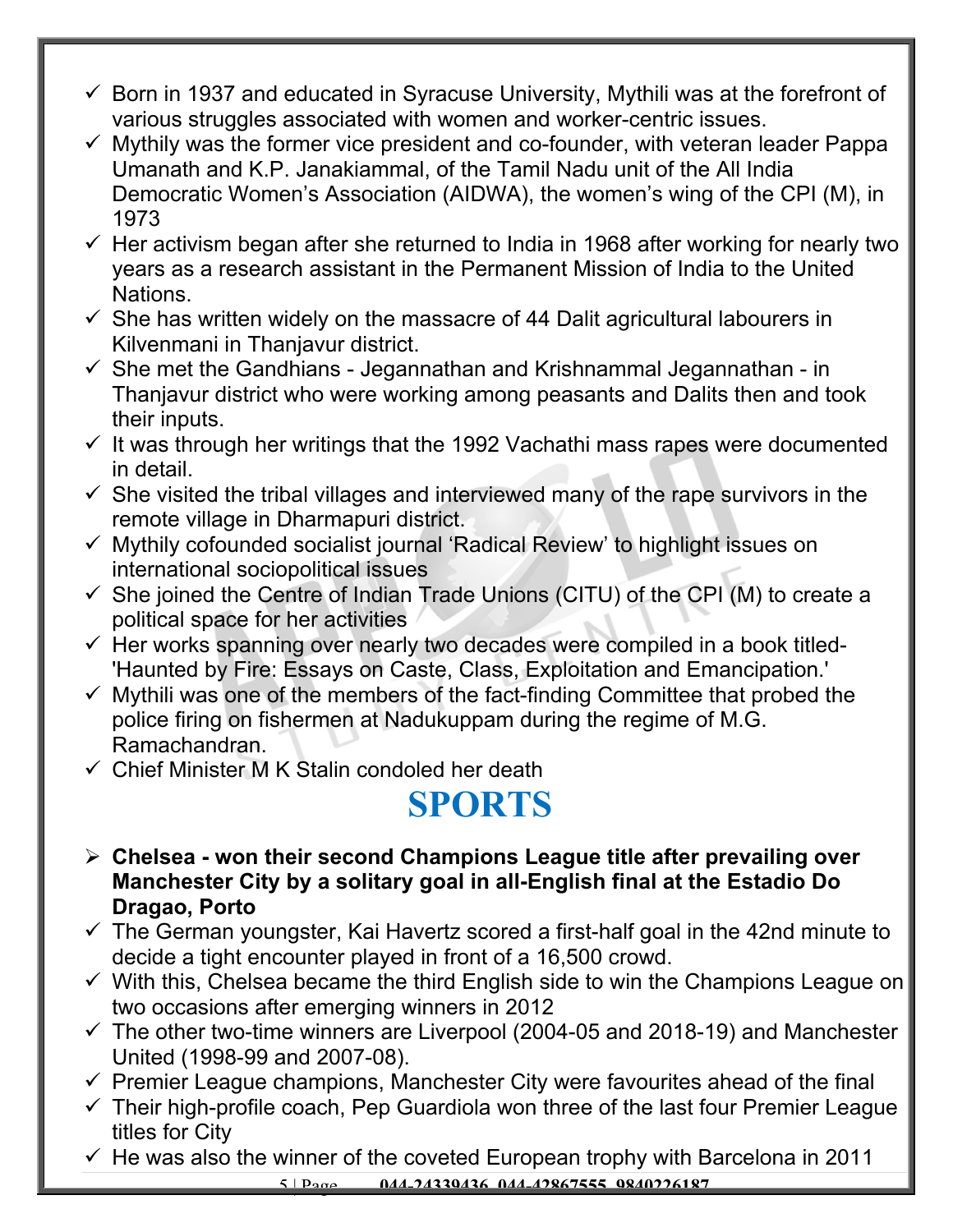- Born in 1937 and educated in Syracuse University, Mythili was at the forefront of various struggles associated with women and worker-centric issues.
- Mythily was the former vice president and co-founder, with veteran leader Pappa Umanath and K.P. Janakiammal, of the Tamil Nadu unit of the All India Democratic Women's Association (AIDWA), the women's wing of the CPI (M), in 1973
- Her activism began after she returned to India in 1968 after working for nearly two years as a research assistant in the Permanent Mission of India to the United Nations.
- She has written widely on the massacre of 44 Dalit agricultural labourers in Kilvenmani in Thanjavur district.
- She met the Gandhians - Jegannathan and Krishnammal Jegannathan - in Thanjavur district who were working among peasants and Dalits then and took their inputs.
- It was through her writings that the 1992 Vachathi mass rapes were documented in detail.
- She visited the tribal villages and interviewed many of the rape survivors in the remote village in Dharmapuri district.
- Mythily cofounded socialist journal 'Radical Review' to highlight issues on international sociopolitical issues
- She joined the Centre of Indian Trade Unions (CITU) of the CPI (M) to create a political space for her activities
- Her works spanning over nearly two decades were compiled in a book titled- 'Haunted by Fire: Essays on Caste, Class, Exploitation and Emancipation.'
- Mythili was one of the members of the fact-finding Committee that probed the police firing on fishermen at Nadukuppam during the regime of M.G. Ramachandran.
- Chief Minister M K Stalin condoled her death

# SPORTS

- **Chelsea - won their second Champions League title after prevailing over Manchester City by a solitary goal in all-English final at the Estadio Do Dragao, Porto**
  - The German youngster, Kai Havertz scored a first-half goal in the 42nd minute to decide a tight encounter played in front of a 16,500 crowd.
  - With this, Chelsea became the third English side to win the Champions League on two occasions after emerging winners in 2012
  - The other two-time winners are Liverpool (2004-05 and 2018-19) and Manchester United (1998-99 and 2007-08).
  - Premier League champions, Manchester City were favourites ahead of the final
  - Their high-profile coach, Pep Guardiola won three of the last four Premier League titles for City
  - He was also the winner of the coveted European trophy with Barcelona in 2011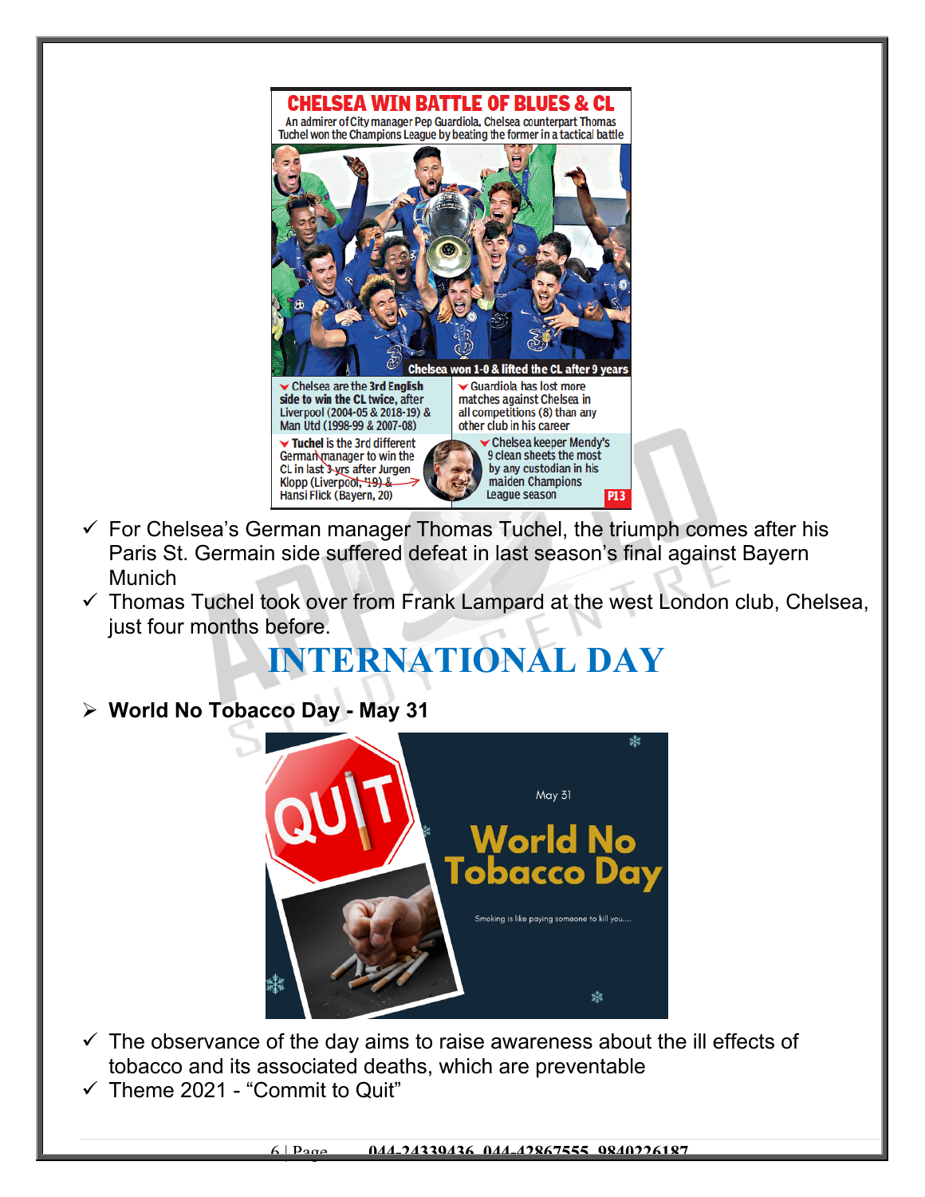**CHELSEA WIN BATTLE OF BLUES & CL**

An admirer of City manager Pep Guardiola, Chelsea counterpart Thomas Tuchel won the Champions League by beating the former in a tactical battle

Chelsea won 1-0 & lifted the CL after 9 years

- Chelsea are the 3rd English side to win the CL twice, after Liverpool (2004-05 & 2018-19) & Man Utd (1998-99 & 2007-08)
- Guardiola has lost more matches against Chelsea in all competitions (8) than any other club in his career
- Tuchel is the 3rd different German manager to win the CL in last 3 yrs after Jurgen Klopp (Liverpool, '19) & Hansi Flick (Bayern, 20)
- Chelsea keeper Mendy's 9 clean sheets the most by any custodian in his maiden Champions League season

P13

- ✓ For Chelsea's German manager Thomas Tuchel, the triumph comes after his Paris St. Germain side suffered defeat in last season's final against Bayern Munich
- ✓ Thomas Tuchel took over from Frank Lampard at the west London club, Chelsea, just four months before.

# INTERNATIONAL DAY

- **World No Tobacco Day - May 31**

May 31

World No Tobacco Day

Smoking is like paying someone to kill you....

- ✓ The observance of the day aims to raise awareness about the ill effects of tobacco and its associated deaths, which are preventable
- ✓ Theme 2021 - "Commit to Quit"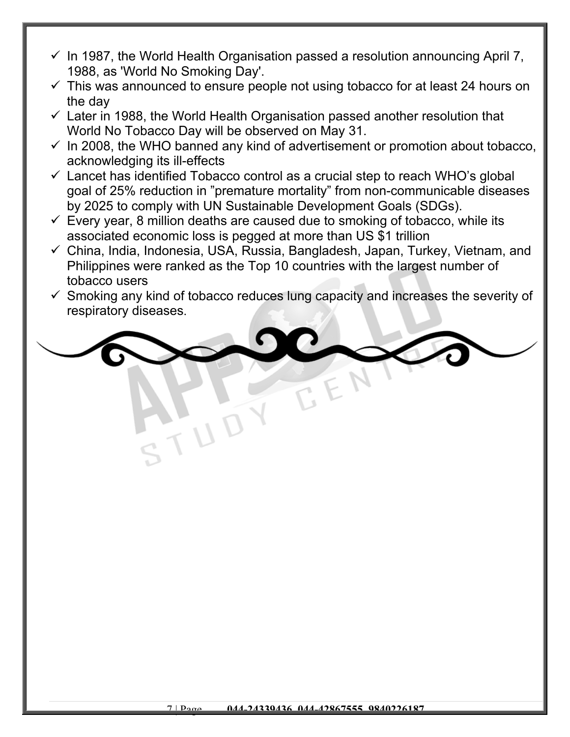- In 1987, the World Health Organisation passed a resolution announcing April 7, 1988, as 'World No Smoking Day'.
- This was announced to ensure people not using tobacco for at least 24 hours on the day
- Later in 1988, the World Health Organisation passed another resolution that World No Tobacco Day will be observed on May 31.
- In 2008, the WHO banned any kind of advertisement or promotion about tobacco, acknowledging its ill-effects
- Lancet has identified Tobacco control as a crucial step to reach WHO's global goal of 25% reduction in "premature mortality" from non-communicable diseases by 2025 to comply with UN Sustainable Development Goals (SDGs).
- Every year, 8 million deaths are caused due to smoking of tobacco, while its associated economic loss is pegged at more than US $1 trillion
- China, India, Indonesia, USA, Russia, Bangladesh, Japan, Turkey, Vietnam, and Philippines were ranked as the Top 10 countries with the largest number of tobacco users
- Smoking any kind of tobacco reduces lung capacity and increases the severity of respiratory diseases.